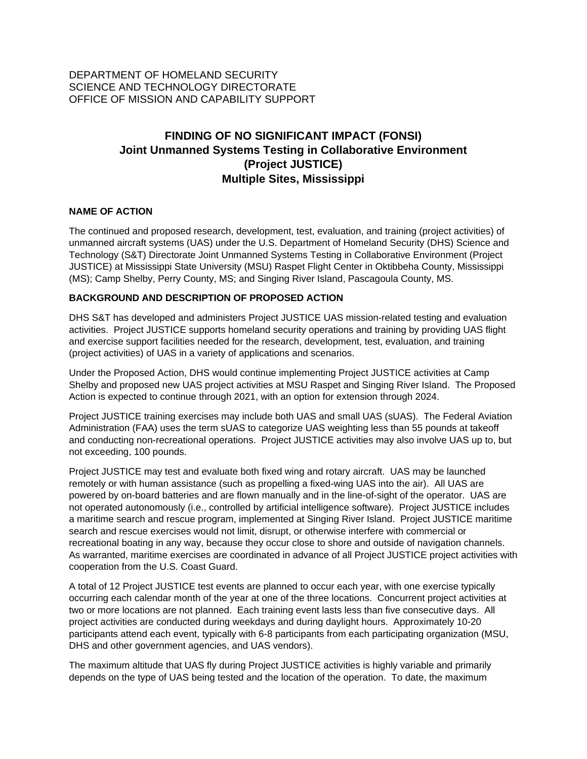DEPARTMENT OF HOMELAND SECURITY
SCIENCE AND TECHNOLOGY DIRECTORATE
OFFICE OF MISSION AND CAPABILITY SUPPORT

# FINDING OF NO SIGNIFICANT IMPACT (FONSI)
# Joint Unmanned Systems Testing in Collaborative Environment (Project JUSTICE)
# Multiple Sites, Mississippi

**NAME OF ACTION**

The continued and proposed research, development, test, evaluation, and training (project activities) of unmanned aircraft systems (UAS) under the U.S. Department of Homeland Security (DHS) Science and Technology (S&T) Directorate Joint Unmanned Systems Testing in Collaborative Environment (Project JUSTICE) at Mississippi State University (MSU) Raspet Flight Center in Oktibbeha County, Mississippi (MS); Camp Shelby, Perry County, MS; and Singing River Island, Pascagoula County, MS.

**BACKGROUND AND DESCRIPTION OF PROPOSED ACTION**

DHS S&T has developed and administers Project JUSTICE UAS mission-related testing and evaluation activities. Project JUSTICE supports homeland security operations and training by providing UAS flight and exercise support facilities needed for the research, development, test, evaluation, and training (project activities) of UAS in a variety of applications and scenarios.

Under the Proposed Action, DHS would continue implementing Project JUSTICE activities at Camp Shelby and proposed new UAS project activities at MSU Raspet and Singing River Island. The Proposed Action is expected to continue through 2021, with an option for extension through 2024.

Project JUSTICE training exercises may include both UAS and small UAS (sUAS). The Federal Aviation Administration (FAA) uses the term sUAS to categorize UAS weighting less than 55 pounds at takeoff and conducting non-recreational operations. Project JUSTICE activities may also involve UAS up to, but not exceeding, 100 pounds.

Project JUSTICE may test and evaluate both fixed wing and rotary aircraft. UAS may be launched remotely or with human assistance (such as propelling a fixed-wing UAS into the air). All UAS are powered by on-board batteries and are flown manually and in the line-of-sight of the operator. UAS are not operated autonomously (i.e., controlled by artificial intelligence software). Project JUSTICE includes a maritime search and rescue program, implemented at Singing River Island. Project JUSTICE maritime search and rescue exercises would not limit, disrupt, or otherwise interfere with commercial or recreational boating in any way, because they occur close to shore and outside of navigation channels. As warranted, maritime exercises are coordinated in advance of all Project JUSTICE project activities with cooperation from the U.S. Coast Guard.

A total of 12 Project JUSTICE test events are planned to occur each year, with one exercise typically occurring each calendar month of the year at one of the three locations. Concurrent project activities at two or more locations are not planned. Each training event lasts less than five consecutive days. All project activities are conducted during weekdays and during daylight hours. Approximately 10-20 participants attend each event, typically with 6-8 participants from each participating organization (MSU, DHS and other government agencies, and UAS vendors).

The maximum altitude that UAS fly during Project JUSTICE activities is highly variable and primarily depends on the type of UAS being tested and the location of the operation. To date, the maximum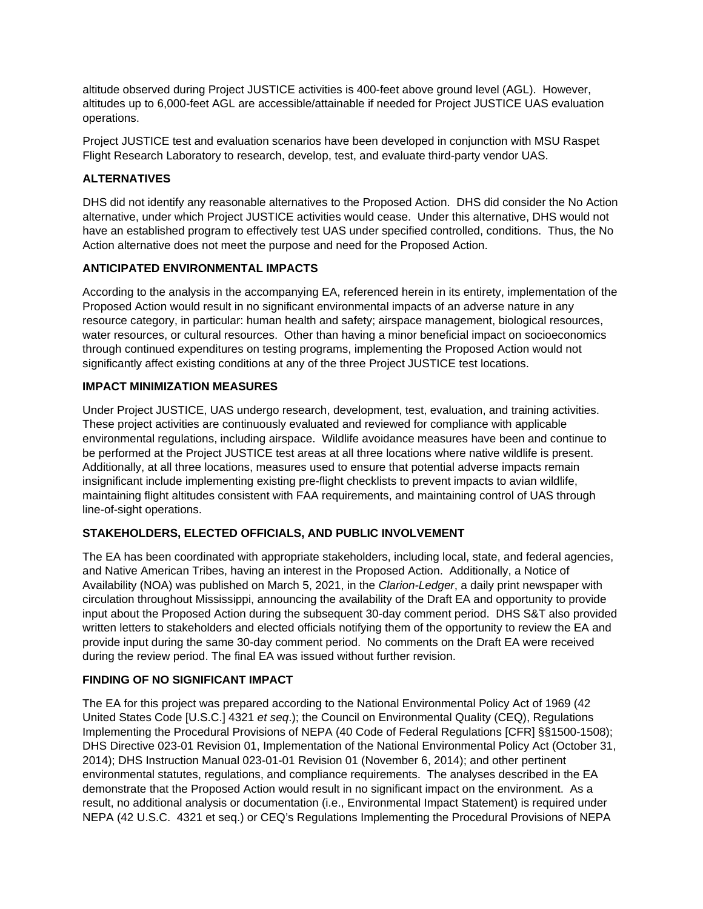altitude observed during Project JUSTICE activities is 400-feet above ground level (AGL). However, altitudes up to 6,000-feet AGL are accessible/attainable if needed for Project JUSTICE UAS evaluation operations.

Project JUSTICE test and evaluation scenarios have been developed in conjunction with MSU Raspet Flight Research Laboratory to research, develop, test, and evaluate third-party vendor UAS.

## ALTERNATIVES

DHS did not identify any reasonable alternatives to the Proposed Action. DHS did consider the No Action alternative, under which Project JUSTICE activities would cease. Under this alternative, DHS would not have an established program to effectively test UAS under specified controlled, conditions. Thus, the No Action alternative does not meet the purpose and need for the Proposed Action.

## ANTICIPATED ENVIRONMENTAL IMPACTS

According to the analysis in the accompanying EA, referenced herein in its entirety, implementation of the Proposed Action would result in no significant environmental impacts of an adverse nature in any resource category, in particular: human health and safety; airspace management, biological resources, water resources, or cultural resources. Other than having a minor beneficial impact on socioeconomics through continued expenditures on testing programs, implementing the Proposed Action would not significantly affect existing conditions at any of the three Project JUSTICE test locations.

## IMPACT MINIMIZATION MEASURES

Under Project JUSTICE, UAS undergo research, development, test, evaluation, and training activities. These project activities are continuously evaluated and reviewed for compliance with applicable environmental regulations, including airspace. Wildlife avoidance measures have been and continue to be performed at the Project JUSTICE test areas at all three locations where native wildlife is present. Additionally, at all three locations, measures used to ensure that potential adverse impacts remain insignificant include implementing existing pre-flight checklists to prevent impacts to avian wildlife, maintaining flight altitudes consistent with FAA requirements, and maintaining control of UAS through line-of-sight operations.

## STAKEHOLDERS, ELECTED OFFICIALS, AND PUBLIC INVOLVEMENT

The EA has been coordinated with appropriate stakeholders, including local, state, and federal agencies, and Native American Tribes, having an interest in the Proposed Action. Additionally, a Notice of Availability (NOA) was published on March 5, 2021, in the *Clarion-Ledger*, a daily print newspaper with circulation throughout Mississippi, announcing the availability of the Draft EA and opportunity to provide input about the Proposed Action during the subsequent 30-day comment period. DHS S&T also provided written letters to stakeholders and elected officials notifying them of the opportunity to review the EA and provide input during the same 30-day comment period. No comments on the Draft EA were received during the review period. The final EA was issued without further revision.

## FINDING OF NO SIGNIFICANT IMPACT

The EA for this project was prepared according to the National Environmental Policy Act of 1969 (42 United States Code [U.S.C.] 4321 *et seq*.); the Council on Environmental Quality (CEQ), Regulations Implementing the Procedural Provisions of NEPA (40 Code of Federal Regulations [CFR] §§1500-1508); DHS Directive 023-01 Revision 01, Implementation of the National Environmental Policy Act (October 31, 2014); DHS Instruction Manual 023-01-01 Revision 01 (November 6, 2014); and other pertinent environmental statutes, regulations, and compliance requirements. The analyses described in the EA demonstrate that the Proposed Action would result in no significant impact on the environment. As a result, no additional analysis or documentation (i.e., Environmental Impact Statement) is required under NEPA (42 U.S.C. 4321 et seq.) or CEQ's Regulations Implementing the Procedural Provisions of NEPA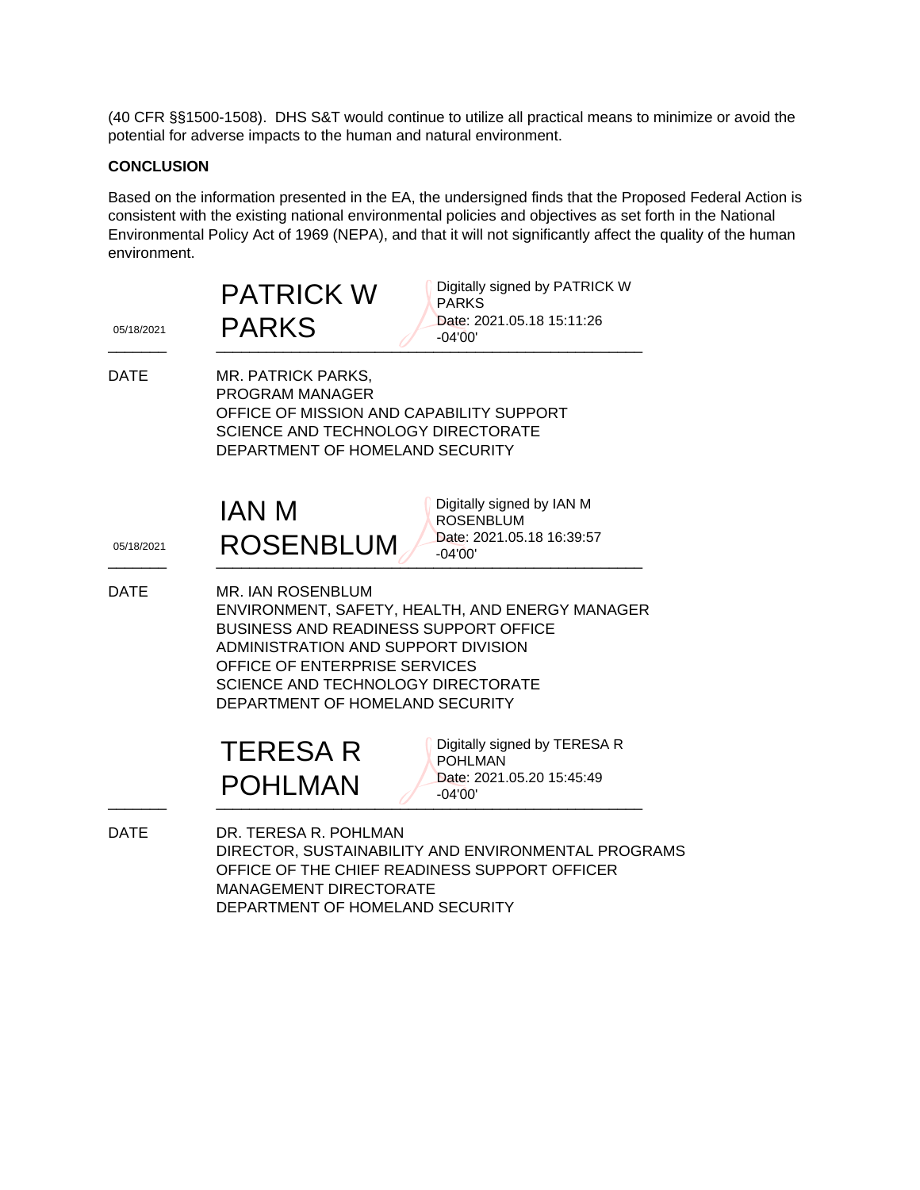(40 CFR §§1500-1508). DHS S&T would continue to utilize all practical means to minimize or avoid the potential for adverse impacts to the human and natural environment.

**CONCLUSION**

Based on the information presented in the EA, the undersigned finds that the Proposed Federal Action is consistent with the existing national environmental policies and objectives as set forth in the National Environmental Policy Act of 1969 (NEPA), and that it will not significantly affect the quality of the human environment.

05/18/2021 PATRICK W PARKS

Digitally signed by PATRICK W PARKS
Date: 2021.05.18 15:11:26 -04'00'

DATE

MR. PATRICK PARKS,
PROGRAM MANAGER
OFFICE OF MISSION AND CAPABILITY SUPPORT
SCIENCE AND TECHNOLOGY DIRECTORATE
DEPARTMENT OF HOMELAND SECURITY

05/18/2021 IAN M ROSENBLUM

Digitally signed by IAN M ROSENBLUM
Date: 2021.05.18 16:39:57 -04'00'

DATE

MR. IAN ROSENBLUM
ENVIRONMENT, SAFETY, HEALTH, AND ENERGY MANAGER
BUSINESS AND READINESS SUPPORT OFFICE
ADMINISTRATION AND SUPPORT DIVISION
OFFICE OF ENTERPRISE SERVICES
SCIENCE AND TECHNOLOGY DIRECTORATE
DEPARTMENT OF HOMELAND SECURITY

TERESA R POHLMAN

Digitally signed by TERESA R POHLMAN
Date: 2021.05.20 15:45:49 -04'00'

DATE

DR. TERESA R. POHLMAN
DIRECTOR, SUSTAINABILITY AND ENVIRONMENTAL PROGRAMS
OFFICE OF THE CHIEF READINESS SUPPORT OFFICER
MANAGEMENT DIRECTORATE
DEPARTMENT OF HOMELAND SECURITY